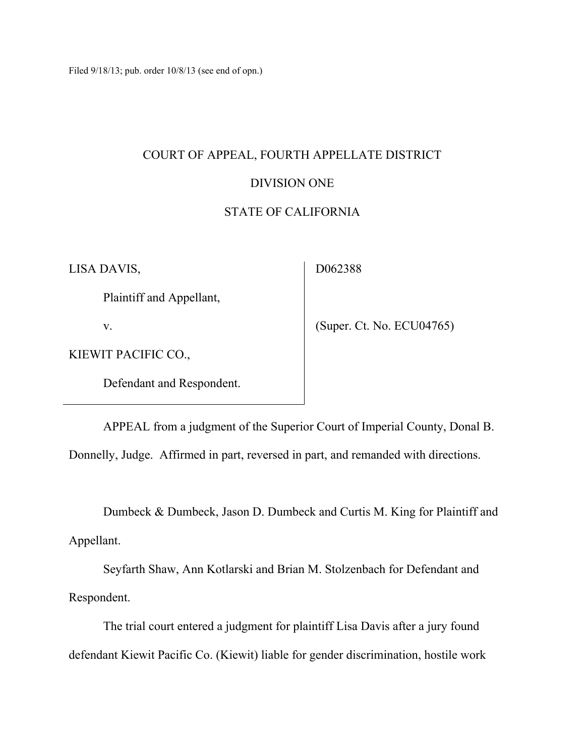Filed 9/18/13; pub. order 10/8/13 (see end of opn.)

# COURT OF APPEAL, FOURTH APPELLATE DISTRICT

## DIVISION ONE

## STATE OF CALIFORNIA

| | |
|---|---|
| LISA DAVIS,<br><br>Plaintiff and Appellant,<br><br>v.<br><br>KIEWIT PACIFIC CO.,<br><br>Defendant and Respondent. | D062388<br><br>(Super. Ct. No. ECU04765) |

APPEAL from a judgment of the Superior Court of Imperial County, Donal B. Donnelly, Judge. Affirmed in part, reversed in part, and remanded with directions.

Dumbeck & Dumbeck, Jason D. Dumbeck and Curtis M. King for Plaintiff and Appellant.

Seyfarth Shaw, Ann Kotlarski and Brian M. Stolzenbach for Defendant and Respondent.

The trial court entered a judgment for plaintiff Lisa Davis after a jury found defendant Kiewit Pacific Co. (Kiewit) liable for gender discrimination, hostile work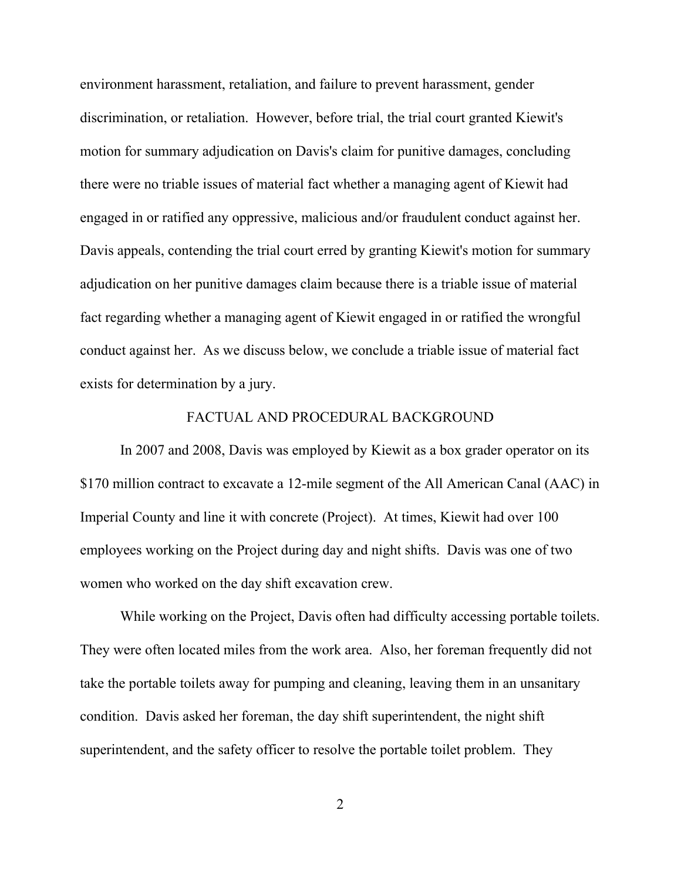environment harassment, retaliation, and failure to prevent harassment, gender discrimination, or retaliation. However, before trial, the trial court granted Kiewit's motion for summary adjudication on Davis's claim for punitive damages, concluding there were no triable issues of material fact whether a managing agent of Kiewit had engaged in or ratified any oppressive, malicious and/or fraudulent conduct against her. Davis appeals, contending the trial court erred by granting Kiewit's motion for summary adjudication on her punitive damages claim because there is a triable issue of material fact regarding whether a managing agent of Kiewit engaged in or ratified the wrongful conduct against her. As we discuss below, we conclude a triable issue of material fact exists for determination by a jury.

## FACTUAL AND PROCEDURAL BACKGROUND

In 2007 and 2008, Davis was employed by Kiewit as a box grader operator on its $170 million contract to excavate a 12-mile segment of the All American Canal (AAC) in Imperial County and line it with concrete (Project). At times, Kiewit had over 100 employees working on the Project during day and night shifts. Davis was one of two women who worked on the day shift excavation crew.

While working on the Project, Davis often had difficulty accessing portable toilets. They were often located miles from the work area. Also, her foreman frequently did not take the portable toilets away for pumping and cleaning, leaving them in an unsanitary condition. Davis asked her foreman, the day shift superintendent, the night shift superintendent, and the safety officer to resolve the portable toilet problem. They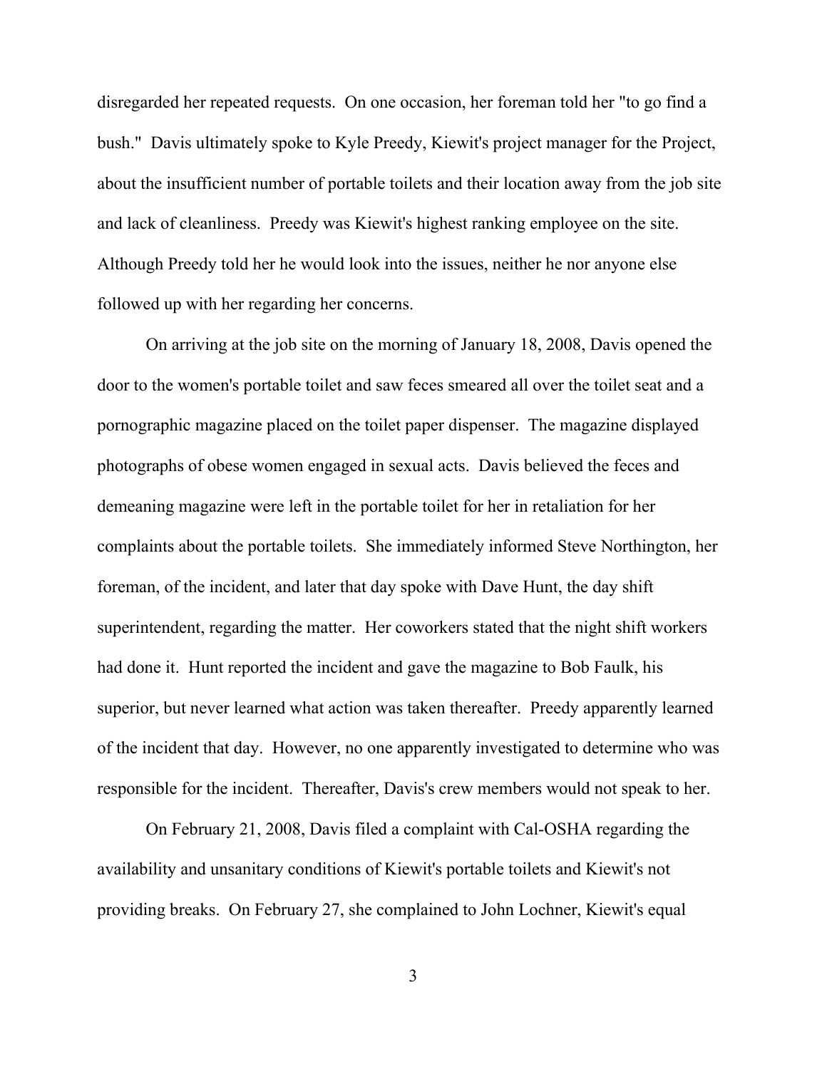disregarded her repeated requests. On one occasion, her foreman told her "to go find a bush." Davis ultimately spoke to Kyle Preedy, Kiewit's project manager for the Project, about the insufficient number of portable toilets and their location away from the job site and lack of cleanliness. Preedy was Kiewit's highest ranking employee on the site. Although Preedy told her he would look into the issues, neither he nor anyone else followed up with her regarding her concerns.

On arriving at the job site on the morning of January 18, 2008, Davis opened the door to the women's portable toilet and saw feces smeared all over the toilet seat and a pornographic magazine placed on the toilet paper dispenser. The magazine displayed photographs of obese women engaged in sexual acts. Davis believed the feces and demeaning magazine were left in the portable toilet for her in retaliation for her complaints about the portable toilets. She immediately informed Steve Northington, her foreman, of the incident, and later that day spoke with Dave Hunt, the day shift superintendent, regarding the matter. Her coworkers stated that the night shift workers had done it. Hunt reported the incident and gave the magazine to Bob Faulk, his superior, but never learned what action was taken thereafter. Preedy apparently learned of the incident that day. However, no one apparently investigated to determine who was responsible for the incident. Thereafter, Davis's crew members would not speak to her.

On February 21, 2008, Davis filed a complaint with Cal-OSHA regarding the availability and unsanitary conditions of Kiewit's portable toilets and Kiewit's not providing breaks. On February 27, she complained to John Lochner, Kiewit's equal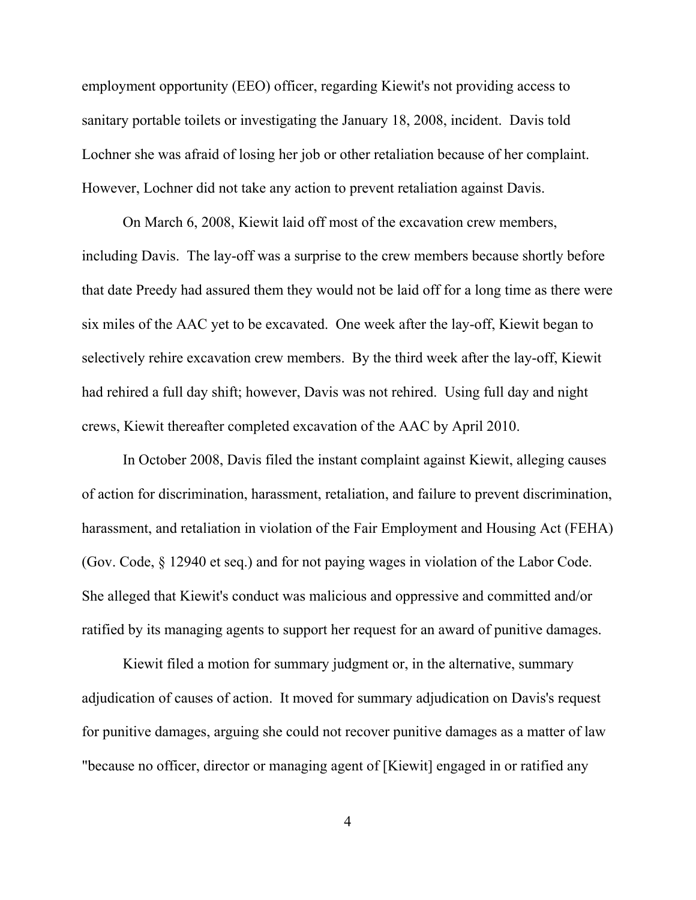employment opportunity (EEO) officer, regarding Kiewit's not providing access to sanitary portable toilets or investigating the January 18, 2008, incident. Davis told Lochner she was afraid of losing her job or other retaliation because of her complaint. However, Lochner did not take any action to prevent retaliation against Davis.

On March 6, 2008, Kiewit laid off most of the excavation crew members, including Davis. The lay-off was a surprise to the crew members because shortly before that date Preedy had assured them they would not be laid off for a long time as there were six miles of the AAC yet to be excavated. One week after the lay-off, Kiewit began to selectively rehire excavation crew members. By the third week after the lay-off, Kiewit had rehired a full day shift; however, Davis was not rehired. Using full day and night crews, Kiewit thereafter completed excavation of the AAC by April 2010.

In October 2008, Davis filed the instant complaint against Kiewit, alleging causes of action for discrimination, harassment, retaliation, and failure to prevent discrimination, harassment, and retaliation in violation of the Fair Employment and Housing Act (FEHA) (Gov. Code, § 12940 et seq.) and for not paying wages in violation of the Labor Code. She alleged that Kiewit's conduct was malicious and oppressive and committed and/or ratified by its managing agents to support her request for an award of punitive damages.

Kiewit filed a motion for summary judgment or, in the alternative, summary adjudication of causes of action. It moved for summary adjudication on Davis's request for punitive damages, arguing she could not recover punitive damages as a matter of law "because no officer, director or managing agent of [Kiewit] engaged in or ratified any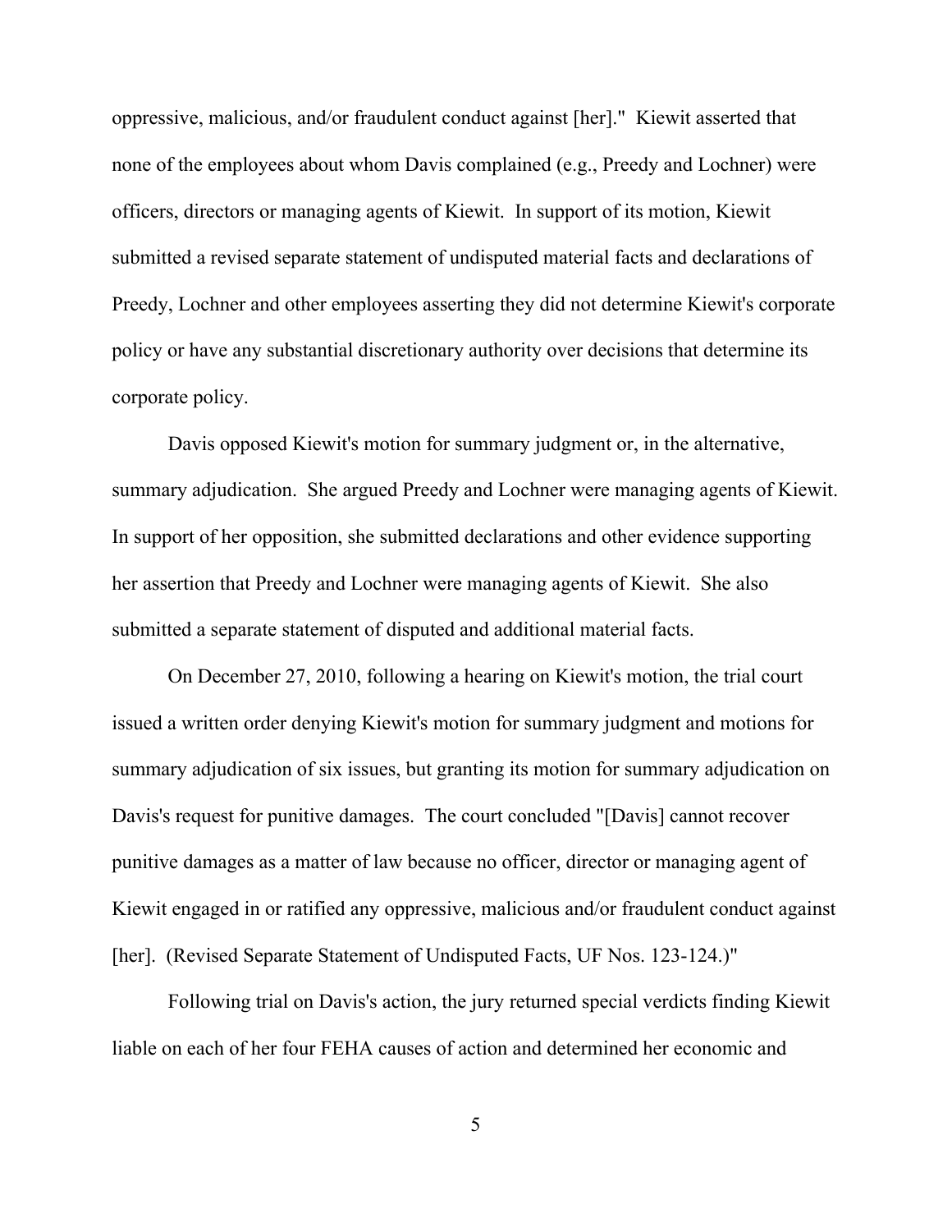oppressive, malicious, and/or fraudulent conduct against [her]." Kiewit asserted that none of the employees about whom Davis complained (e.g., Preedy and Lochner) were officers, directors or managing agents of Kiewit. In support of its motion, Kiewit submitted a revised separate statement of undisputed material facts and declarations of Preedy, Lochner and other employees asserting they did not determine Kiewit's corporate policy or have any substantial discretionary authority over decisions that determine its corporate policy.

Davis opposed Kiewit's motion for summary judgment or, in the alternative, summary adjudication. She argued Preedy and Lochner were managing agents of Kiewit. In support of her opposition, she submitted declarations and other evidence supporting her assertion that Preedy and Lochner were managing agents of Kiewit. She also submitted a separate statement of disputed and additional material facts.

On December 27, 2010, following a hearing on Kiewit's motion, the trial court issued a written order denying Kiewit's motion for summary judgment and motions for summary adjudication of six issues, but granting its motion for summary adjudication on Davis's request for punitive damages. The court concluded "[Davis] cannot recover punitive damages as a matter of law because no officer, director or managing agent of Kiewit engaged in or ratified any oppressive, malicious and/or fraudulent conduct against [her]. (Revised Separate Statement of Undisputed Facts, UF Nos. 123-124.)"

Following trial on Davis's action, the jury returned special verdicts finding Kiewit liable on each of her four FEHA causes of action and determined her economic and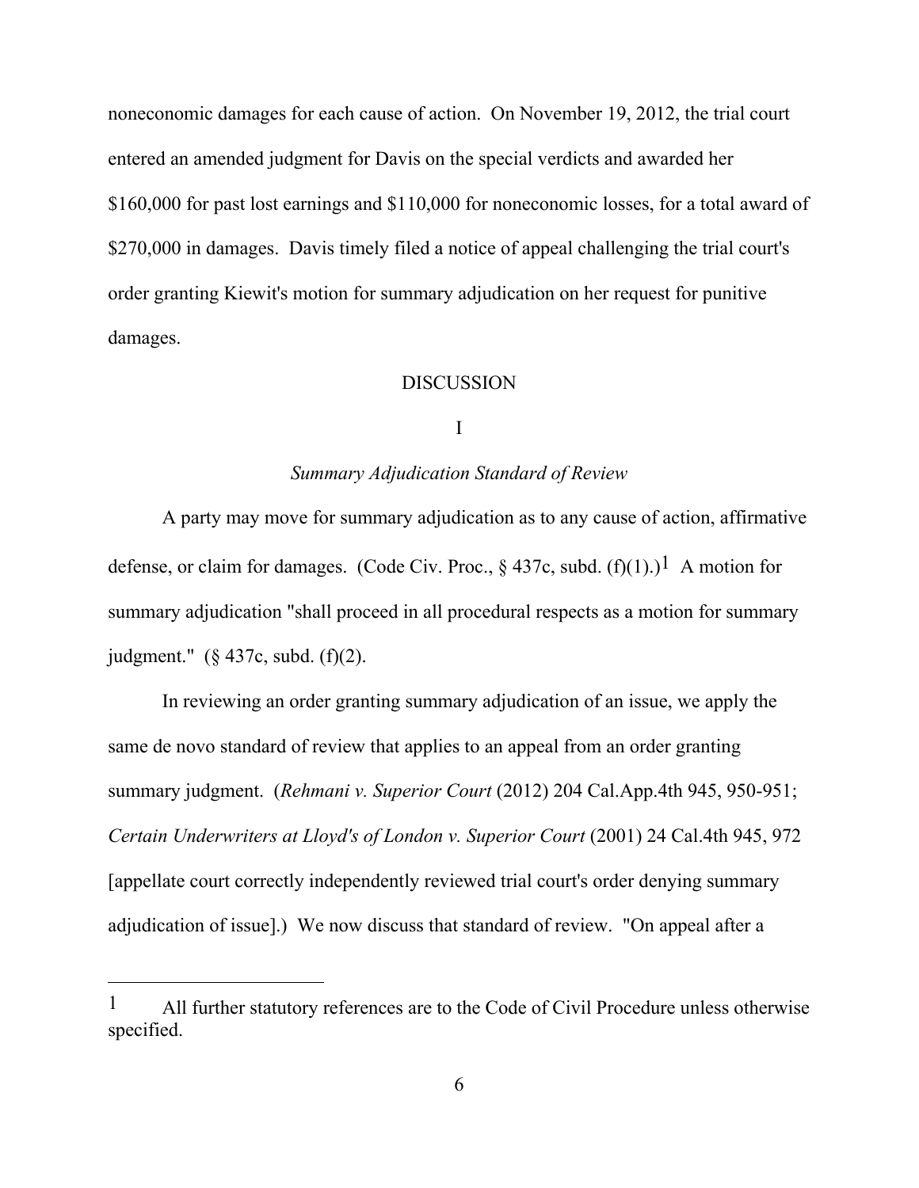noneconomic damages for each cause of action. On November 19, 2012, the trial court entered an amended judgment for Davis on the special verdicts and awarded her $160,000 for past lost earnings and $110,000 for noneconomic losses, for a total award of $270,000 in damages. Davis timely filed a notice of appeal challenging the trial court's order granting Kiewit's motion for summary adjudication on her request for punitive damages.

## DISCUSSION

### I

### *Summary Adjudication Standard of Review*

A party may move for summary adjudication as to any cause of action, affirmative defense, or claim for damages. (Code Civ. Proc., § 437c, subd. (f)(1).)[1] A motion for summary adjudication "shall proceed in all procedural respects as a motion for summary judgment." (§ 437c, subd. (f)(2).

In reviewing an order granting summary adjudication of an issue, we apply the same de novo standard of review that applies to an appeal from an order granting summary judgment. (*Rehmani v. Superior Court* (2012) 204 Cal.App.4th 945, 950-951; *Certain Underwriters at Lloyd's of London v. Superior Court* (2001) 24 Cal.4th 945, 972 [appellate court correctly independently reviewed trial court's order denying summary adjudication of issue].) We now discuss that standard of review. "On appeal after a

---

[1] All further statutory references are to the Code of Civil Procedure unless otherwise specified.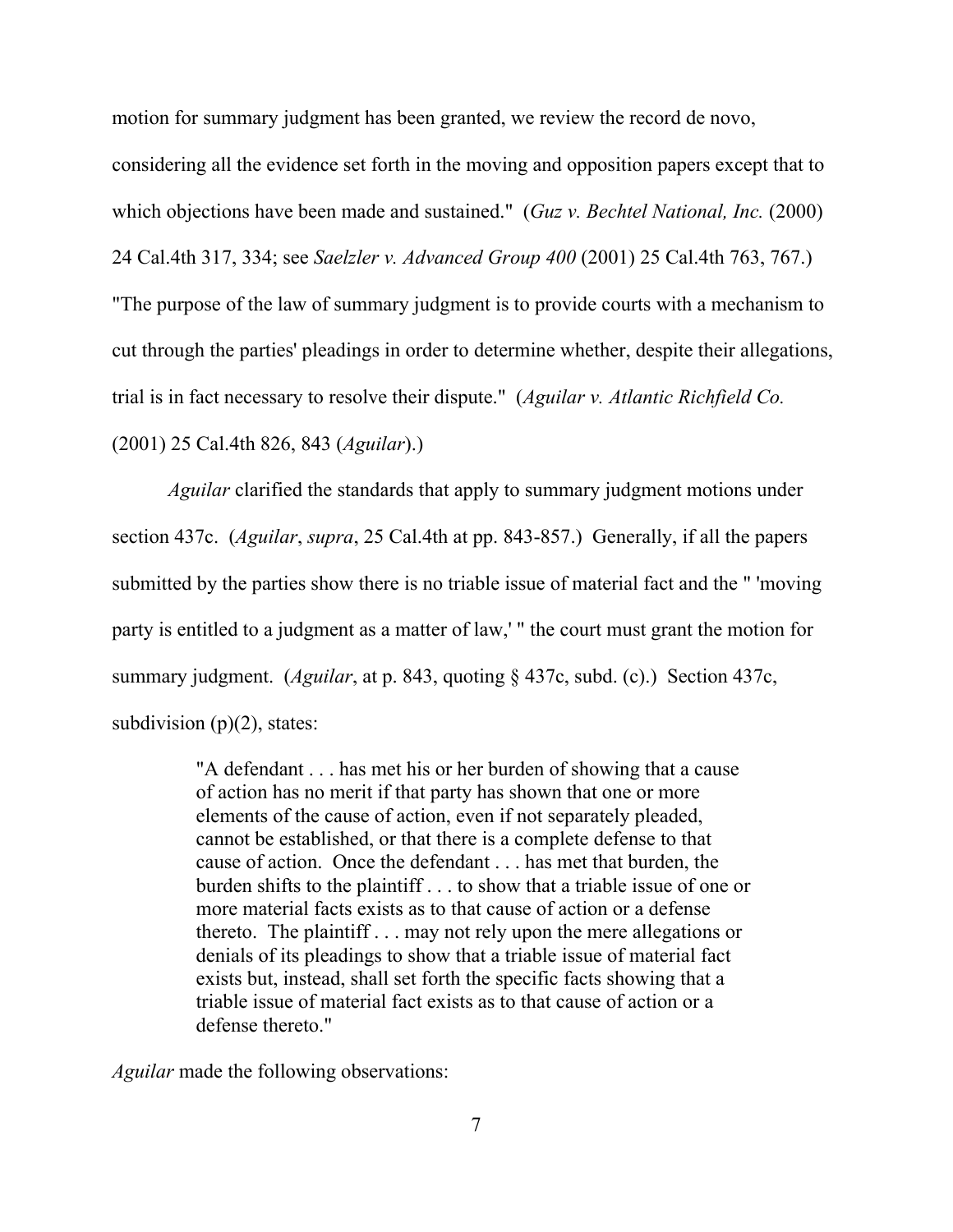motion for summary judgment has been granted, we review the record de novo, considering all the evidence set forth in the moving and opposition papers except that to which objections have been made and sustained." (*Guz v. Bechtel National, Inc.* (2000) 24 Cal.4th 317, 334; see *Saelzler v. Advanced Group 400* (2001) 25 Cal.4th 763, 767.) "The purpose of the law of summary judgment is to provide courts with a mechanism to cut through the parties' pleadings in order to determine whether, despite their allegations, trial is in fact necessary to resolve their dispute." (*Aguilar v. Atlantic Richfield Co.* (2001) 25 Cal.4th 826, 843 (*Aguilar*).)

*Aguilar* clarified the standards that apply to summary judgment motions under section 437c. (*Aguilar*, *supra*, 25 Cal.4th at pp. 843-857.) Generally, if all the papers submitted by the parties show there is no triable issue of material fact and the " 'moving party is entitled to a judgment as a matter of law,' " the court must grant the motion for summary judgment. (*Aguilar*, at p. 843, quoting § 437c, subd. (c).) Section 437c, subdivision (p)(2), states:

> "A defendant . . . has met his or her burden of showing that a cause of action has no merit if that party has shown that one or more elements of the cause of action, even if not separately pleaded, cannot be established, or that there is a complete defense to that cause of action. Once the defendant . . . has met that burden, the burden shifts to the plaintiff . . . to show that a triable issue of one or more material facts exists as to that cause of action or a defense thereto. The plaintiff . . . may not rely upon the mere allegations or denials of its pleadings to show that a triable issue of material fact exists but, instead, shall set forth the specific facts showing that a triable issue of material fact exists as to that cause of action or a defense thereto."

*Aguilar* made the following observations: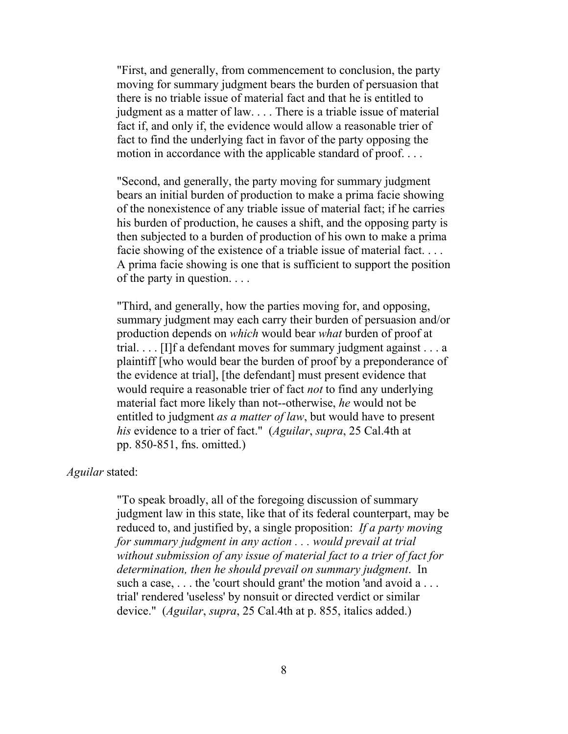> "First, and generally, from commencement to conclusion, the party moving for summary judgment bears the burden of persuasion that there is no triable issue of material fact and that he is entitled to judgment as a matter of law. . . . There is a triable issue of material fact if, and only if, the evidence would allow a reasonable trier of fact to find the underlying fact in favor of the party opposing the motion in accordance with the applicable standard of proof. . . .
>
> "Second, and generally, the party moving for summary judgment bears an initial burden of production to make a prima facie showing of the nonexistence of any triable issue of material fact; if he carries his burden of production, he causes a shift, and the opposing party is then subjected to a burden of production of his own to make a prima facie showing of the existence of a triable issue of material fact. . . . A prima facie showing is one that is sufficient to support the position of the party in question. . . .
>
> "Third, and generally, how the parties moving for, and opposing, summary judgment may each carry their burden of persuasion and/or production depends on *which* would bear *what* burden of proof at trial. . . . [I]f a defendant moves for summary judgment against . . . a plaintiff [who would bear the burden of proof by a preponderance of the evidence at trial], [the defendant] must present evidence that would require a reasonable trier of fact *not* to find any underlying material fact more likely than not--otherwise, *he* would not be entitled to judgment *as a matter of law*, but would have to present *his* evidence to a trier of fact." (*Aguilar*, *supra*, 25 Cal.4th at pp. 850-851, fns. omitted.)

*Aguilar* stated:

> "To speak broadly, all of the foregoing discussion of summary judgment law in this state, like that of its federal counterpart, may be reduced to, and justified by, a single proposition: *If a party moving for summary judgment in any action . . . would prevail at trial without submission of any issue of material fact to a trier of fact for determination, then he should prevail on summary judgment*. In such a case, . . . the 'court should grant' the motion 'and avoid a . . . trial' rendered 'useless' by nonsuit or directed verdict or similar device." (*Aguilar*, *supra*, 25 Cal.4th at p. 855, italics added.)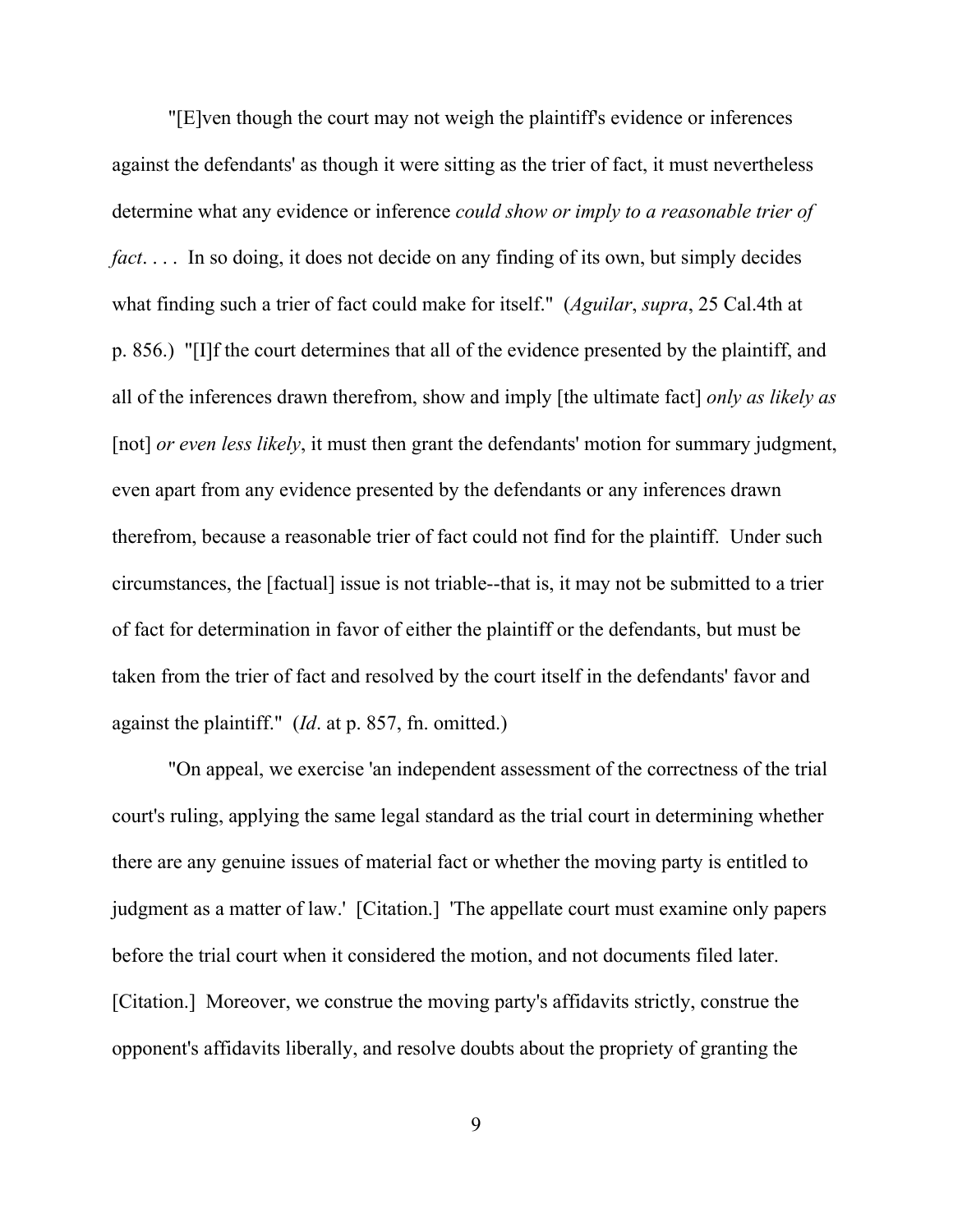"[E]ven though the court may not weigh the plaintiff's evidence or inferences against the defendants' as though it were sitting as the trier of fact, it must nevertheless determine what any evidence or inference *could show or imply to a reasonable trier of fact*. . . . In so doing, it does not decide on any finding of its own, but simply decides what finding such a trier of fact could make for itself." (*Aguilar*, *supra*, 25 Cal.4th at p. 856.) "[I]f the court determines that all of the evidence presented by the plaintiff, and all of the inferences drawn therefrom, show and imply [the ultimate fact] *only as likely as* [not] *or even less likely*, it must then grant the defendants' motion for summary judgment, even apart from any evidence presented by the defendants or any inferences drawn therefrom, because a reasonable trier of fact could not find for the plaintiff. Under such circumstances, the [factual] issue is not triable--that is, it may not be submitted to a trier of fact for determination in favor of either the plaintiff or the defendants, but must be taken from the trier of fact and resolved by the court itself in the defendants' favor and against the plaintiff." (*Id*. at p. 857, fn. omitted.)

"On appeal, we exercise 'an independent assessment of the correctness of the trial court's ruling, applying the same legal standard as the trial court in determining whether there are any genuine issues of material fact or whether the moving party is entitled to judgment as a matter of law.' [Citation.] 'The appellate court must examine only papers before the trial court when it considered the motion, and not documents filed later. [Citation.] Moreover, we construe the moving party's affidavits strictly, construe the opponent's affidavits liberally, and resolve doubts about the propriety of granting the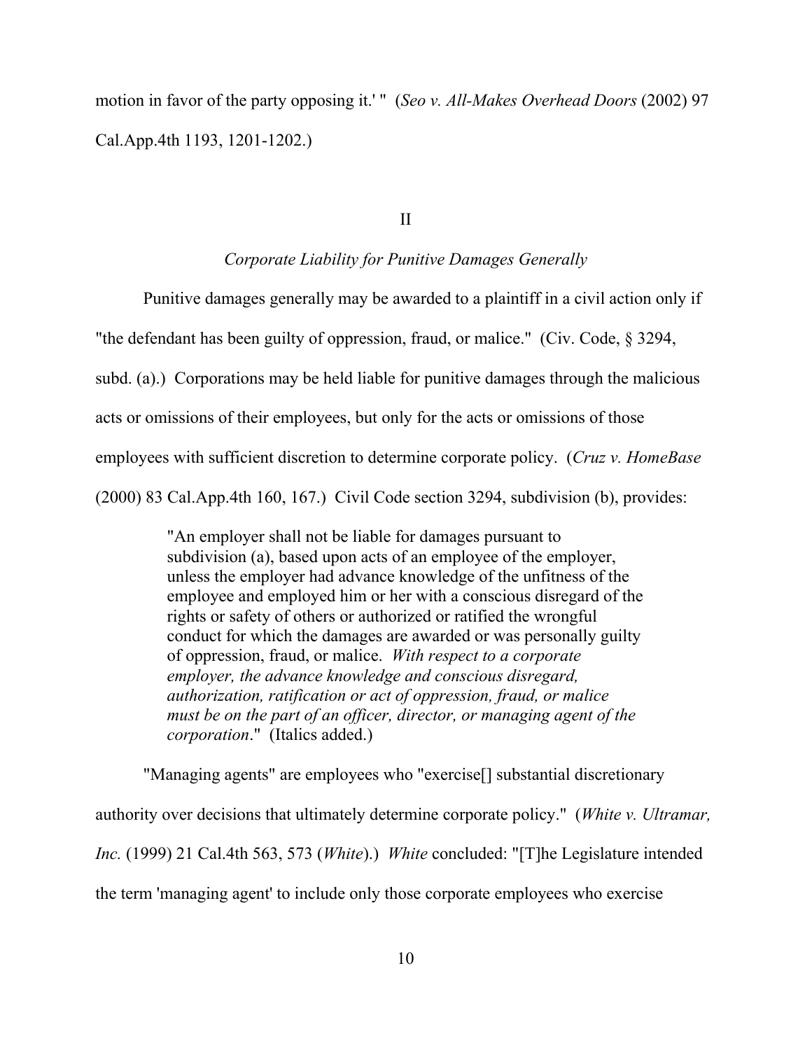motion in favor of the party opposing it.' " (*Seo v. All-Makes Overhead Doors* (2002) 97 Cal.App.4th 1193, 1201-1202.)

## II

### *Corporate Liability for Punitive Damages Generally*

Punitive damages generally may be awarded to a plaintiff in a civil action only if "the defendant has been guilty of oppression, fraud, or malice." (Civ. Code, § 3294, subd. (a).) Corporations may be held liable for punitive damages through the malicious acts or omissions of their employees, but only for the acts or omissions of those employees with sufficient discretion to determine corporate policy. (*Cruz v. HomeBase* (2000) 83 Cal.App.4th 160, 167.) Civil Code section 3294, subdivision (b), provides:

> "An employer shall not be liable for damages pursuant to subdivision (a), based upon acts of an employee of the employer, unless the employer had advance knowledge of the unfitness of the employee and employed him or her with a conscious disregard of the rights or safety of others or authorized or ratified the wrongful conduct for which the damages are awarded or was personally guilty of oppression, fraud, or malice. *With respect to a corporate employer, the advance knowledge and conscious disregard, authorization, ratification or act of oppression, fraud, or malice must be on the part of an officer, director, or managing agent of the corporation*." (Italics added.)

"Managing agents" are employees who "exercise[] substantial discretionary authority over decisions that ultimately determine corporate policy." (*White v. Ultramar, Inc.* (1999) 21 Cal.4th 563, 573 (*White*).) *White* concluded: "[T]he Legislature intended the term 'managing agent' to include only those corporate employees who exercise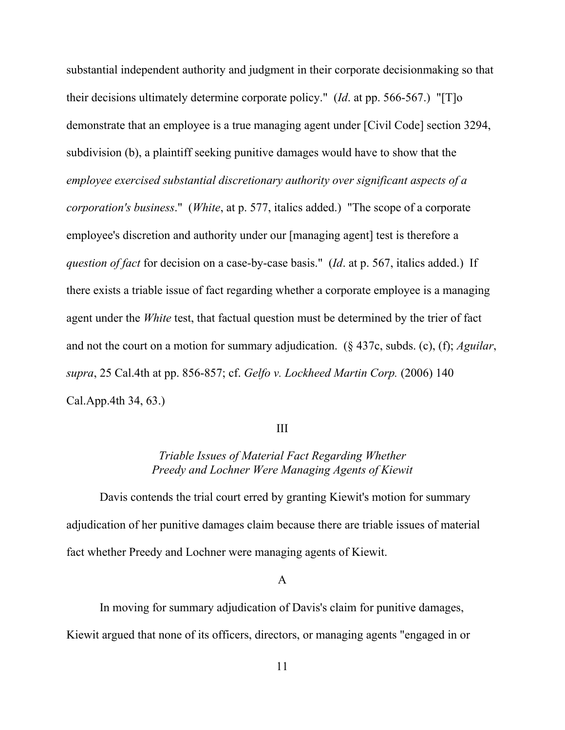substantial independent authority and judgment in their corporate decisionmaking so that their decisions ultimately determine corporate policy." (*Id*. at pp. 566-567.) "[T]o demonstrate that an employee is a true managing agent under [Civil Code] section 3294, subdivision (b), a plaintiff seeking punitive damages would have to show that the *employee exercised substantial discretionary authority over significant aspects of a corporation's business*." (*White*, at p. 577, italics added.) "The scope of a corporate employee's discretion and authority under our [managing agent] test is therefore a *question of fact* for decision on a case-by-case basis." (*Id*. at p. 567, italics added.) If there exists a triable issue of fact regarding whether a corporate employee is a managing agent under the *White* test, that factual question must be determined by the trier of fact and not the court on a motion for summary adjudication. (§ 437c, subds. (c), (f); *Aguilar*, *supra*, 25 Cal.4th at pp. 856-857; cf. *Gelfo v. Lockheed Martin Corp.* (2006) 140 Cal.App.4th 34, 63.)

## III

### *Triable Issues of Material Fact Regarding Whether Preedy and Lochner Were Managing Agents of Kiewit*

Davis contends the trial court erred by granting Kiewit's motion for summary adjudication of her punitive damages claim because there are triable issues of material fact whether Preedy and Lochner were managing agents of Kiewit.

### A

In moving for summary adjudication of Davis's claim for punitive damages, Kiewit argued that none of its officers, directors, or managing agents "engaged in or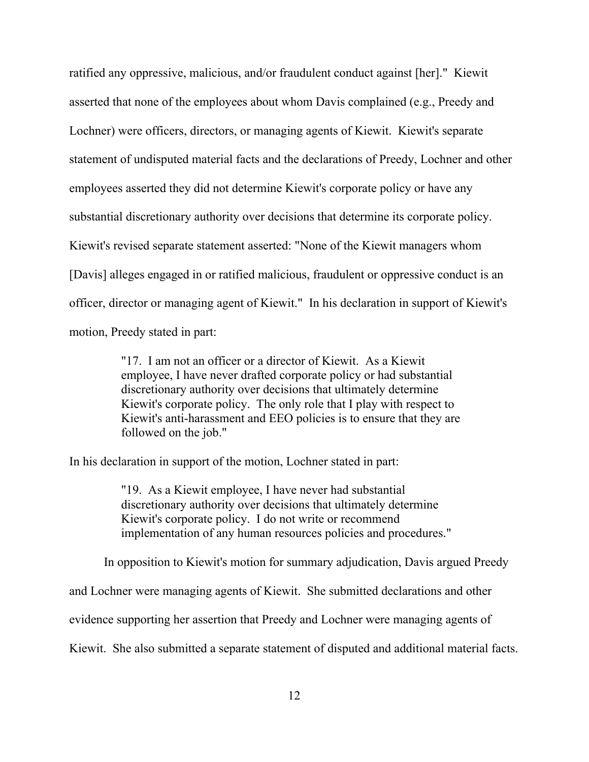ratified any oppressive, malicious, and/or fraudulent conduct against [her]." Kiewit asserted that none of the employees about whom Davis complained (e.g., Preedy and Lochner) were officers, directors, or managing agents of Kiewit. Kiewit's separate statement of undisputed material facts and the declarations of Preedy, Lochner and other employees asserted they did not determine Kiewit's corporate policy or have any substantial discretionary authority over decisions that determine its corporate policy. Kiewit's revised separate statement asserted: "None of the Kiewit managers whom [Davis] alleges engaged in or ratified malicious, fraudulent or oppressive conduct is an officer, director or managing agent of Kiewit." In his declaration in support of Kiewit's motion, Preedy stated in part:

> "17. I am not an officer or a director of Kiewit. As a Kiewit employee, I have never drafted corporate policy or had substantial discretionary authority over decisions that ultimately determine Kiewit's corporate policy. The only role that I play with respect to Kiewit's anti-harassment and EEO policies is to ensure that they are followed on the job."

In his declaration in support of the motion, Lochner stated in part:

> "19. As a Kiewit employee, I have never had substantial discretionary authority over decisions that ultimately determine Kiewit's corporate policy. I do not write or recommend implementation of any human resources policies and procedures."

In opposition to Kiewit's motion for summary adjudication, Davis argued Preedy and Lochner were managing agents of Kiewit. She submitted declarations and other evidence supporting her assertion that Preedy and Lochner were managing agents of Kiewit. She also submitted a separate statement of disputed and additional material facts.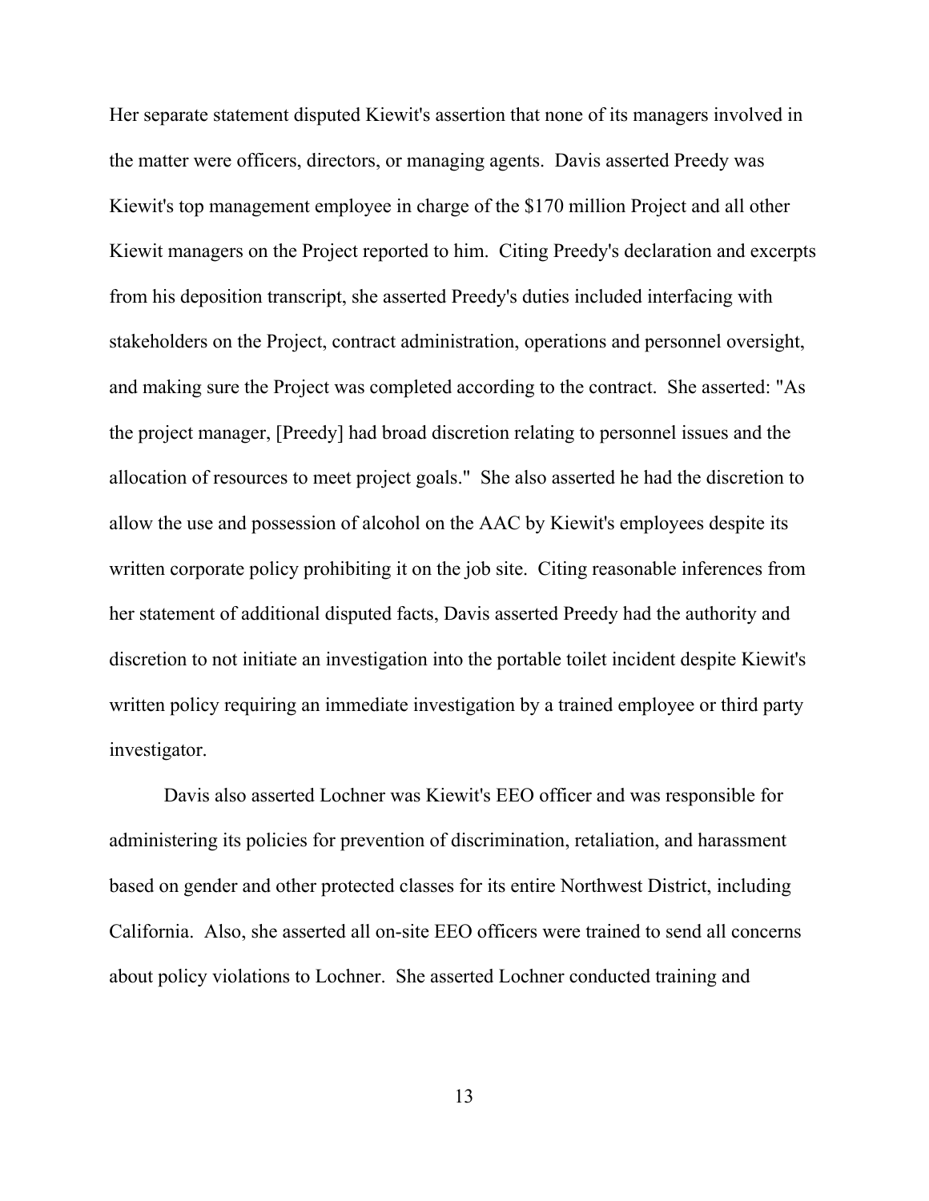Her separate statement disputed Kiewit's assertion that none of its managers involved in the matter were officers, directors, or managing agents. Davis asserted Preedy was Kiewit's top management employee in charge of the $170 million Project and all other Kiewit managers on the Project reported to him. Citing Preedy's declaration and excerpts from his deposition transcript, she asserted Preedy's duties included interfacing with stakeholders on the Project, contract administration, operations and personnel oversight, and making sure the Project was completed according to the contract. She asserted: "As the project manager, [Preedy] had broad discretion relating to personnel issues and the allocation of resources to meet project goals." She also asserted he had the discretion to allow the use and possession of alcohol on the AAC by Kiewit's employees despite its written corporate policy prohibiting it on the job site. Citing reasonable inferences from her statement of additional disputed facts, Davis asserted Preedy had the authority and discretion to not initiate an investigation into the portable toilet incident despite Kiewit's written policy requiring an immediate investigation by a trained employee or third party investigator.

Davis also asserted Lochner was Kiewit's EEO officer and was responsible for administering its policies for prevention of discrimination, retaliation, and harassment based on gender and other protected classes for its entire Northwest District, including California. Also, she asserted all on-site EEO officers were trained to send all concerns about policy violations to Lochner. She asserted Lochner conducted training and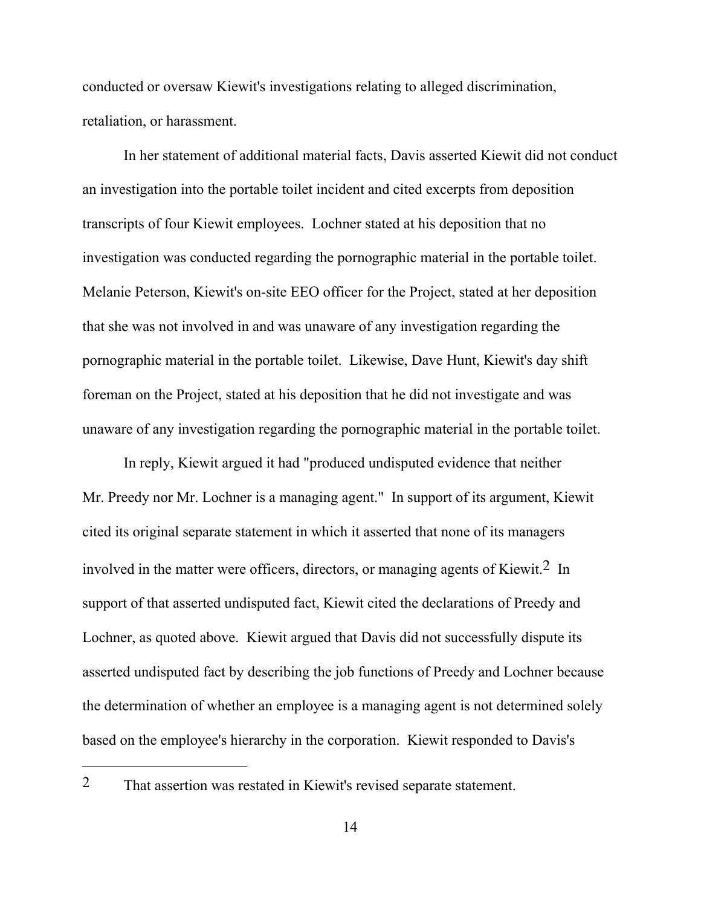conducted or oversaw Kiewit's investigations relating to alleged discrimination, retaliation, or harassment.

In her statement of additional material facts, Davis asserted Kiewit did not conduct an investigation into the portable toilet incident and cited excerpts from deposition transcripts of four Kiewit employees. Lochner stated at his deposition that no investigation was conducted regarding the pornographic material in the portable toilet. Melanie Peterson, Kiewit's on-site EEO officer for the Project, stated at her deposition that she was not involved in and was unaware of any investigation regarding the pornographic material in the portable toilet. Likewise, Dave Hunt, Kiewit's day shift foreman on the Project, stated at his deposition that he did not investigate and was unaware of any investigation regarding the pornographic material in the portable toilet.

In reply, Kiewit argued it had "produced undisputed evidence that neither Mr. Preedy nor Mr. Lochner is a managing agent." In support of its argument, Kiewit cited its original separate statement in which it asserted that none of its managers involved in the matter were officers, directors, or managing agents of Kiewit.[2] In support of that asserted undisputed fact, Kiewit cited the declarations of Preedy and Lochner, as quoted above. Kiewit argued that Davis did not successfully dispute its asserted undisputed fact by describing the job functions of Preedy and Lochner because the determination of whether an employee is a managing agent is not determined solely based on the employee's hierarchy in the corporation. Kiewit responded to Davis's

---

[2] That assertion was restated in Kiewit's revised separate statement.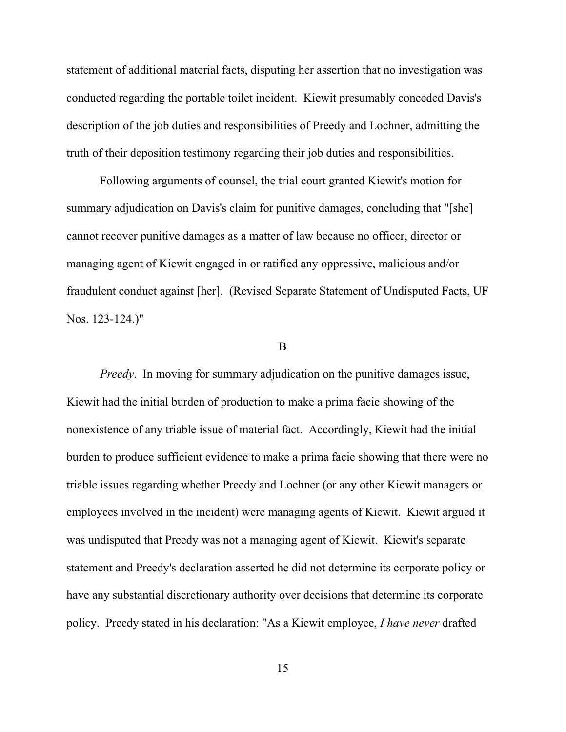statement of additional material facts, disputing her assertion that no investigation was conducted regarding the portable toilet incident. Kiewit presumably conceded Davis's description of the job duties and responsibilities of Preedy and Lochner, admitting the truth of their deposition testimony regarding their job duties and responsibilities.

Following arguments of counsel, the trial court granted Kiewit's motion for summary adjudication on Davis's claim for punitive damages, concluding that "[she] cannot recover punitive damages as a matter of law because no officer, director or managing agent of Kiewit engaged in or ratified any oppressive, malicious and/or fraudulent conduct against [her]. (Revised Separate Statement of Undisputed Facts, UF Nos. 123-124.)"

B

*Preedy*. In moving for summary adjudication on the punitive damages issue, Kiewit had the initial burden of production to make a prima facie showing of the nonexistence of any triable issue of material fact. Accordingly, Kiewit had the initial burden to produce sufficient evidence to make a prima facie showing that there were no triable issues regarding whether Preedy and Lochner (or any other Kiewit managers or employees involved in the incident) were managing agents of Kiewit. Kiewit argued it was undisputed that Preedy was not a managing agent of Kiewit. Kiewit's separate statement and Preedy's declaration asserted he did not determine its corporate policy or have any substantial discretionary authority over decisions that determine its corporate policy. Preedy stated in his declaration: "As a Kiewit employee, *I have never* drafted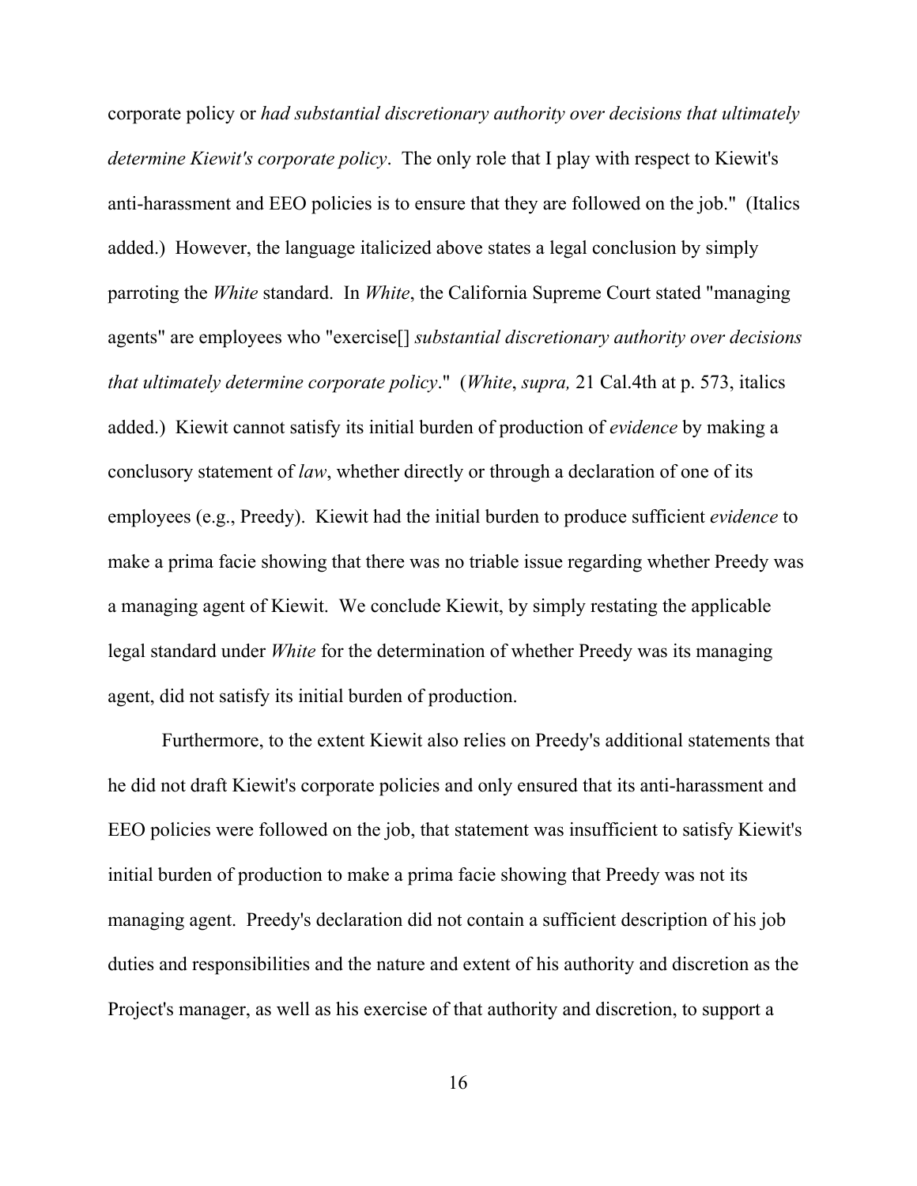corporate policy or *had substantial discretionary authority over decisions that ultimately determine Kiewit's corporate policy*. The only role that I play with respect to Kiewit's anti-harassment and EEO policies is to ensure that they are followed on the job." (Italics added.) However, the language italicized above states a legal conclusion by simply parroting the *White* standard. In *White*, the California Supreme Court stated "managing agents" are employees who "exercise[] *substantial discretionary authority over decisions that ultimately determine corporate policy*." (*White*, *supra,* 21 Cal.4th at p. 573, italics added.) Kiewit cannot satisfy its initial burden of production of *evidence* by making a conclusory statement of *law*, whether directly or through a declaration of one of its employees (e.g., Preedy). Kiewit had the initial burden to produce sufficient *evidence* to make a prima facie showing that there was no triable issue regarding whether Preedy was a managing agent of Kiewit. We conclude Kiewit, by simply restating the applicable legal standard under *White* for the determination of whether Preedy was its managing agent, did not satisfy its initial burden of production.

Furthermore, to the extent Kiewit also relies on Preedy's additional statements that he did not draft Kiewit's corporate policies and only ensured that its anti-harassment and EEO policies were followed on the job, that statement was insufficient to satisfy Kiewit's initial burden of production to make a prima facie showing that Preedy was not its managing agent. Preedy's declaration did not contain a sufficient description of his job duties and responsibilities and the nature and extent of his authority and discretion as the Project's manager, as well as his exercise of that authority and discretion, to support a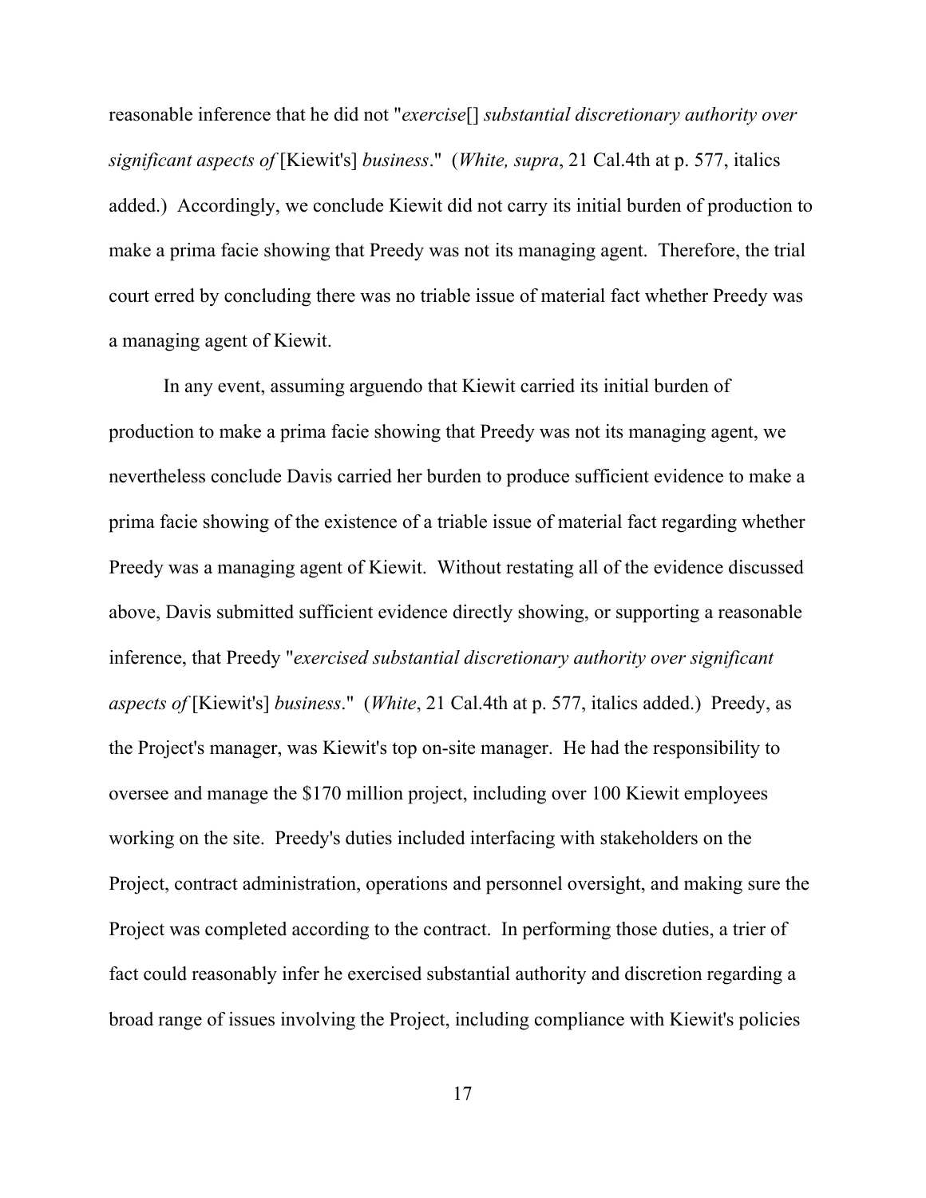reasonable inference that he did not "*exercise*[] *substantial discretionary authority over significant aspects of* [Kiewit's] *business*." (*White, supra*, 21 Cal.4th at p. 577, italics added.) Accordingly, we conclude Kiewit did not carry its initial burden of production to make a prima facie showing that Preedy was not its managing agent. Therefore, the trial court erred by concluding there was no triable issue of material fact whether Preedy was a managing agent of Kiewit.

In any event, assuming arguendo that Kiewit carried its initial burden of production to make a prima facie showing that Preedy was not its managing agent, we nevertheless conclude Davis carried her burden to produce sufficient evidence to make a prima facie showing of the existence of a triable issue of material fact regarding whether Preedy was a managing agent of Kiewit. Without restating all of the evidence discussed above, Davis submitted sufficient evidence directly showing, or supporting a reasonable inference, that Preedy "*exercised substantial discretionary authority over significant aspects of* [Kiewit's] *business*." (*White*, 21 Cal.4th at p. 577, italics added.) Preedy, as the Project's manager, was Kiewit's top on-site manager. He had the responsibility to oversee and manage the $170 million project, including over 100 Kiewit employees working on the site. Preedy's duties included interfacing with stakeholders on the Project, contract administration, operations and personnel oversight, and making sure the Project was completed according to the contract. In performing those duties, a trier of fact could reasonably infer he exercised substantial authority and discretion regarding a broad range of issues involving the Project, including compliance with Kiewit's policies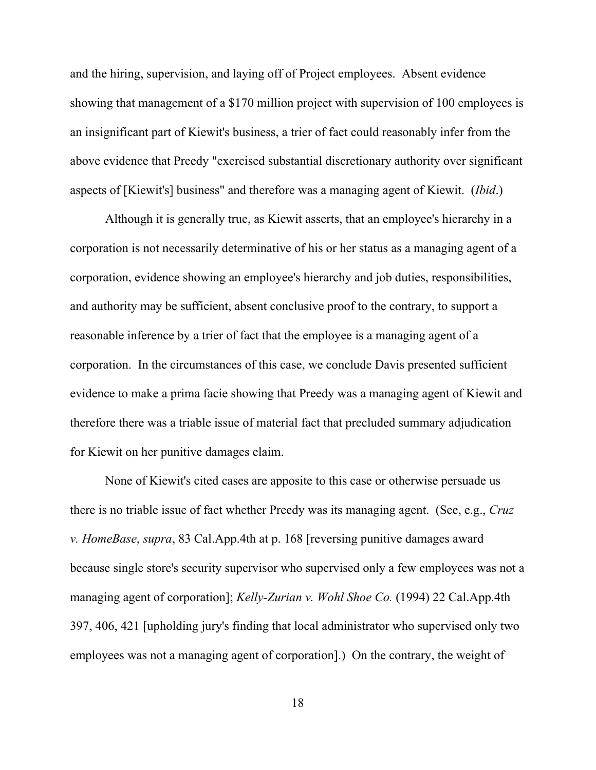and the hiring, supervision, and laying off of Project employees. Absent evidence showing that management of a $170 million project with supervision of 100 employees is an insignificant part of Kiewit's business, a trier of fact could reasonably infer from the above evidence that Preedy "exercised substantial discretionary authority over significant aspects of [Kiewit's] business" and therefore was a managing agent of Kiewit. (*Ibid*.)

Although it is generally true, as Kiewit asserts, that an employee's hierarchy in a corporation is not necessarily determinative of his or her status as a managing agent of a corporation, evidence showing an employee's hierarchy and job duties, responsibilities, and authority may be sufficient, absent conclusive proof to the contrary, to support a reasonable inference by a trier of fact that the employee is a managing agent of a corporation. In the circumstances of this case, we conclude Davis presented sufficient evidence to make a prima facie showing that Preedy was a managing agent of Kiewit and therefore there was a triable issue of material fact that precluded summary adjudication for Kiewit on her punitive damages claim.

None of Kiewit's cited cases are apposite to this case or otherwise persuade us there is no triable issue of fact whether Preedy was its managing agent. (See, e.g., *Cruz v. HomeBase*, *supra*, 83 Cal.App.4th at p. 168 [reversing punitive damages award because single store's security supervisor who supervised only a few employees was not a managing agent of corporation]; *Kelly-Zurian v. Wohl Shoe Co.* (1994) 22 Cal.App.4th 397, 406, 421 [upholding jury's finding that local administrator who supervised only two employees was not a managing agent of corporation].) On the contrary, the weight of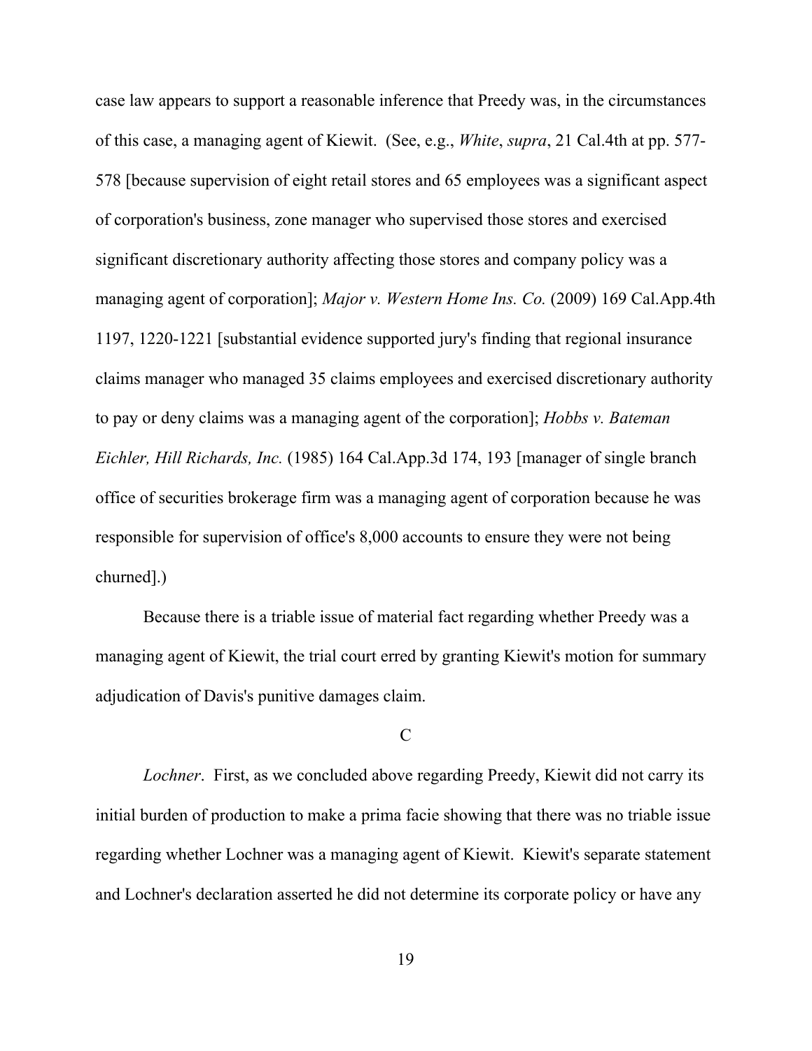case law appears to support a reasonable inference that Preedy was, in the circumstances of this case, a managing agent of Kiewit. (See, e.g., *White*, *supra*, 21 Cal.4th at pp. 577-578 [because supervision of eight retail stores and 65 employees was a significant aspect of corporation's business, zone manager who supervised those stores and exercised significant discretionary authority affecting those stores and company policy was a managing agent of corporation]; *Major v. Western Home Ins. Co.* (2009) 169 Cal.App.4th 1197, 1220-1221 [substantial evidence supported jury's finding that regional insurance claims manager who managed 35 claims employees and exercised discretionary authority to pay or deny claims was a managing agent of the corporation]; *Hobbs v. Bateman Eichler, Hill Richards, Inc.* (1985) 164 Cal.App.3d 174, 193 [manager of single branch office of securities brokerage firm was a managing agent of corporation because he was responsible for supervision of office's 8,000 accounts to ensure they were not being churned].)

Because there is a triable issue of material fact regarding whether Preedy was a managing agent of Kiewit, the trial court erred by granting Kiewit's motion for summary adjudication of Davis's punitive damages claim.

C

*Lochner*. First, as we concluded above regarding Preedy, Kiewit did not carry its initial burden of production to make a prima facie showing that there was no triable issue regarding whether Lochner was a managing agent of Kiewit. Kiewit's separate statement and Lochner's declaration asserted he did not determine its corporate policy or have any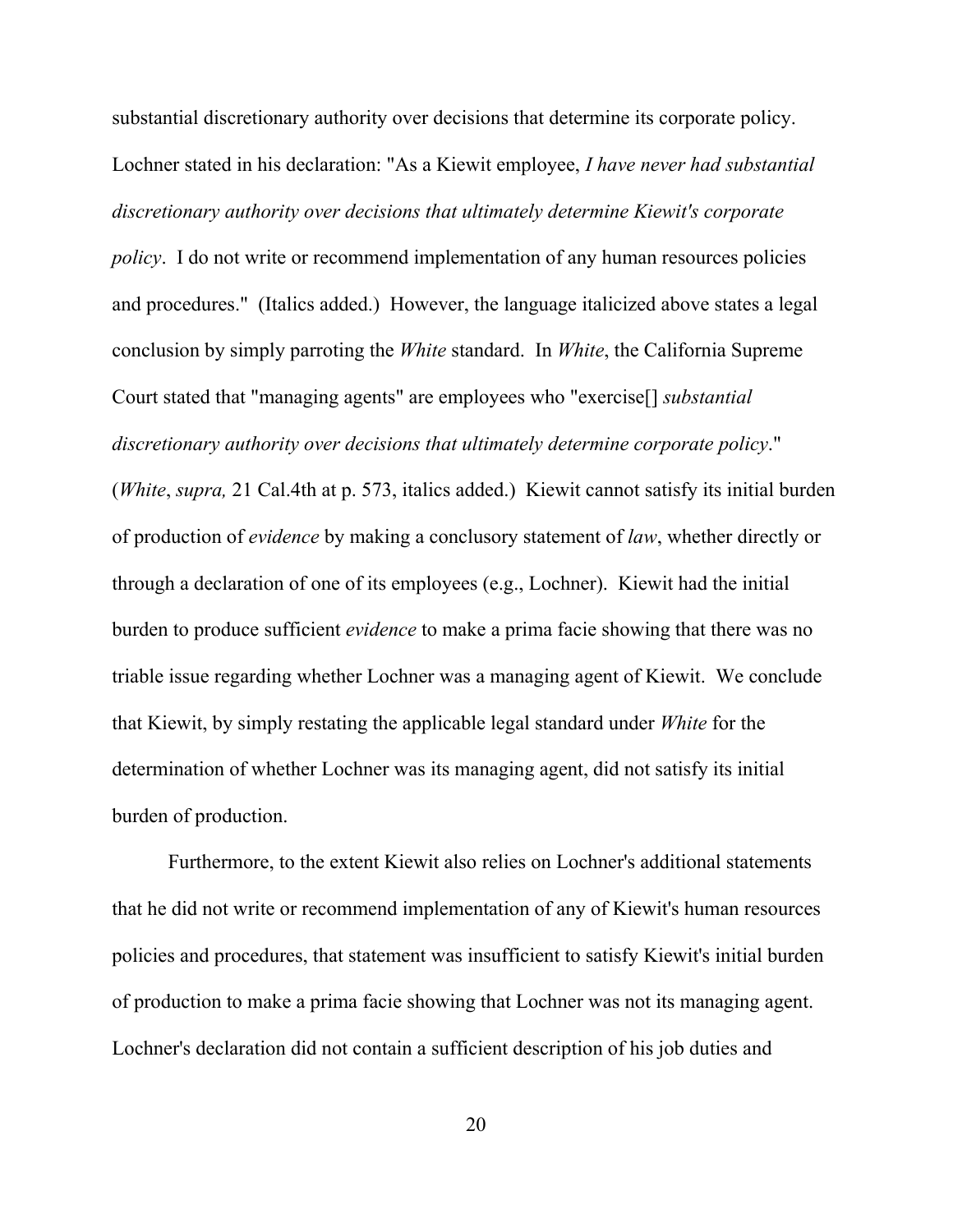substantial discretionary authority over decisions that determine its corporate policy. Lochner stated in his declaration: "As a Kiewit employee, *I have never had substantial discretionary authority over decisions that ultimately determine Kiewit's corporate policy*. I do not write or recommend implementation of any human resources policies and procedures." (Italics added.) However, the language italicized above states a legal conclusion by simply parroting the *White* standard. In *White*, the California Supreme Court stated that "managing agents" are employees who "exercise[] *substantial discretionary authority over decisions that ultimately determine corporate policy*." (*White*, *supra,* 21 Cal.4th at p. 573, italics added.) Kiewit cannot satisfy its initial burden of production of *evidence* by making a conclusory statement of *law*, whether directly or through a declaration of one of its employees (e.g., Lochner). Kiewit had the initial burden to produce sufficient *evidence* to make a prima facie showing that there was no triable issue regarding whether Lochner was a managing agent of Kiewit. We conclude that Kiewit, by simply restating the applicable legal standard under *White* for the determination of whether Lochner was its managing agent, did not satisfy its initial burden of production.

Furthermore, to the extent Kiewit also relies on Lochner's additional statements that he did not write or recommend implementation of any of Kiewit's human resources policies and procedures, that statement was insufficient to satisfy Kiewit's initial burden of production to make a prima facie showing that Lochner was not its managing agent. Lochner's declaration did not contain a sufficient description of his job duties and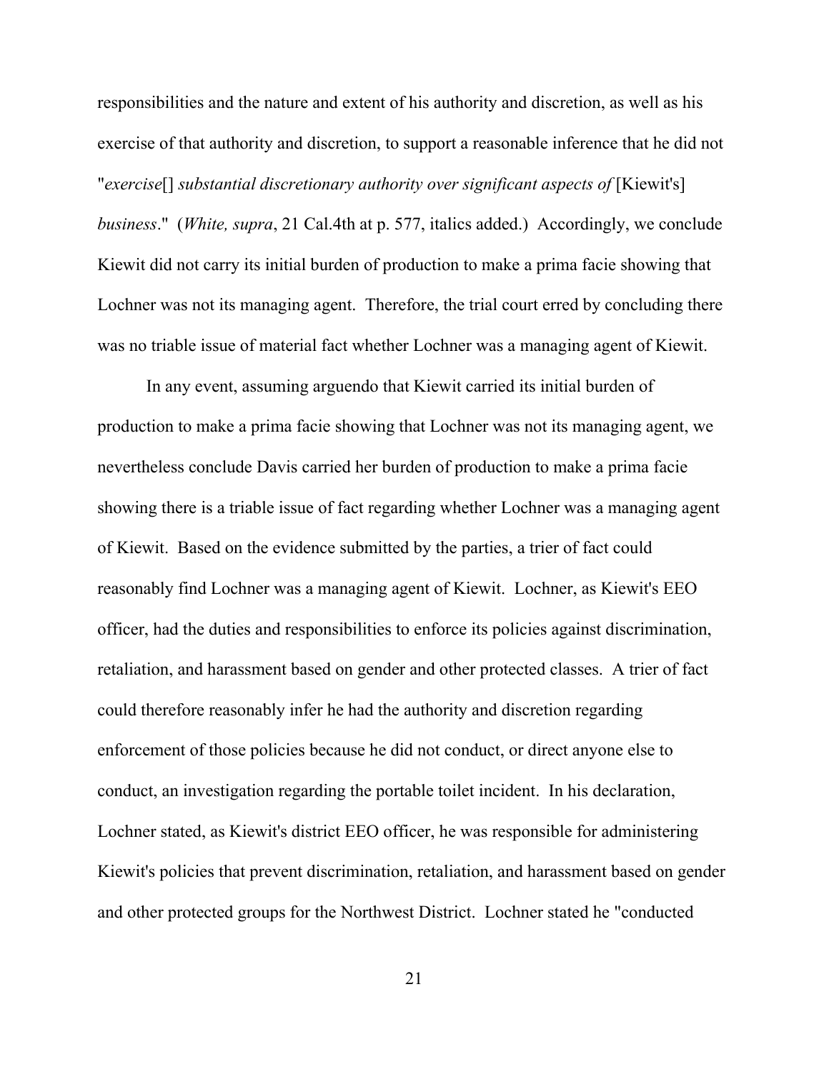responsibilities and the nature and extent of his authority and discretion, as well as his exercise of that authority and discretion, to support a reasonable inference that he did not "*exercise*[] *substantial discretionary authority over significant aspects of* [Kiewit's] *business*." (*White, supra*, 21 Cal.4th at p. 577, italics added.) Accordingly, we conclude Kiewit did not carry its initial burden of production to make a prima facie showing that Lochner was not its managing agent. Therefore, the trial court erred by concluding there was no triable issue of material fact whether Lochner was a managing agent of Kiewit.

In any event, assuming arguendo that Kiewit carried its initial burden of production to make a prima facie showing that Lochner was not its managing agent, we nevertheless conclude Davis carried her burden of production to make a prima facie showing there is a triable issue of fact regarding whether Lochner was a managing agent of Kiewit. Based on the evidence submitted by the parties, a trier of fact could reasonably find Lochner was a managing agent of Kiewit. Lochner, as Kiewit's EEO officer, had the duties and responsibilities to enforce its policies against discrimination, retaliation, and harassment based on gender and other protected classes. A trier of fact could therefore reasonably infer he had the authority and discretion regarding enforcement of those policies because he did not conduct, or direct anyone else to conduct, an investigation regarding the portable toilet incident. In his declaration, Lochner stated, as Kiewit's district EEO officer, he was responsible for administering Kiewit's policies that prevent discrimination, retaliation, and harassment based on gender and other protected groups for the Northwest District. Lochner stated he "conducted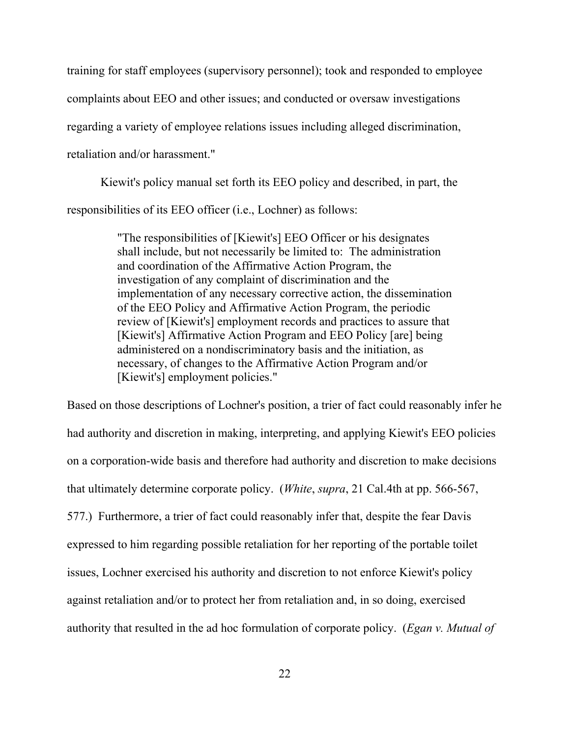training for staff employees (supervisory personnel); took and responded to employee complaints about EEO and other issues; and conducted or oversaw investigations regarding a variety of employee relations issues including alleged discrimination, retaliation and/or harassment."

Kiewit's policy manual set forth its EEO policy and described, in part, the responsibilities of its EEO officer (i.e., Lochner) as follows:

> "The responsibilities of [Kiewit's] EEO Officer or his designates shall include, but not necessarily be limited to: The administration and coordination of the Affirmative Action Program, the investigation of any complaint of discrimination and the implementation of any necessary corrective action, the dissemination of the EEO Policy and Affirmative Action Program, the periodic review of [Kiewit's] employment records and practices to assure that [Kiewit's] Affirmative Action Program and EEO Policy [are] being administered on a nondiscriminatory basis and the initiation, as necessary, of changes to the Affirmative Action Program and/or [Kiewit's] employment policies."

Based on those descriptions of Lochner's position, a trier of fact could reasonably infer he had authority and discretion in making, interpreting, and applying Kiewit's EEO policies on a corporation-wide basis and therefore had authority and discretion to make decisions that ultimately determine corporate policy. (*White*, *supra*, 21 Cal.4th at pp. 566-567, 577.) Furthermore, a trier of fact could reasonably infer that, despite the fear Davis expressed to him regarding possible retaliation for her reporting of the portable toilet issues, Lochner exercised his authority and discretion to not enforce Kiewit's policy against retaliation and/or to protect her from retaliation and, in so doing, exercised authority that resulted in the ad hoc formulation of corporate policy. (*Egan v. Mutual of*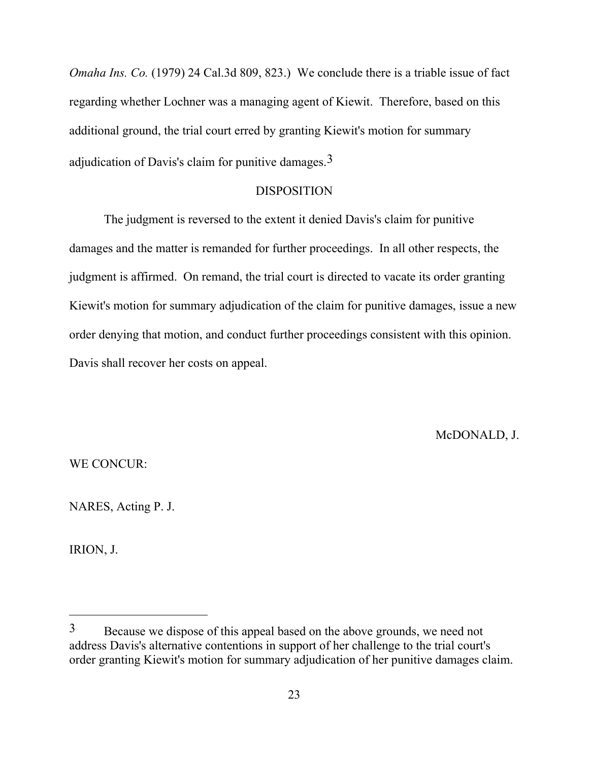*Omaha Ins. Co.* (1979) 24 Cal.3d 809, 823.) We conclude there is a triable issue of fact regarding whether Lochner was a managing agent of Kiewit. Therefore, based on this additional ground, the trial court erred by granting Kiewit's motion for summary adjudication of Davis's claim for punitive damages.[3]

DISPOSITION

The judgment is reversed to the extent it denied Davis's claim for punitive damages and the matter is remanded for further proceedings. In all other respects, the judgment is affirmed. On remand, the trial court is directed to vacate its order granting Kiewit's motion for summary adjudication of the claim for punitive damages, issue a new order denying that motion, and conduct further proceedings consistent with this opinion. Davis shall recover her costs on appeal.

McDONALD, J.

WE CONCUR:

NARES, Acting P. J.

IRION, J.

---

[3] Because we dispose of this appeal based on the above grounds, we need not address Davis's alternative contentions in support of her challenge to the trial court's order granting Kiewit's motion for summary adjudication of her punitive damages claim.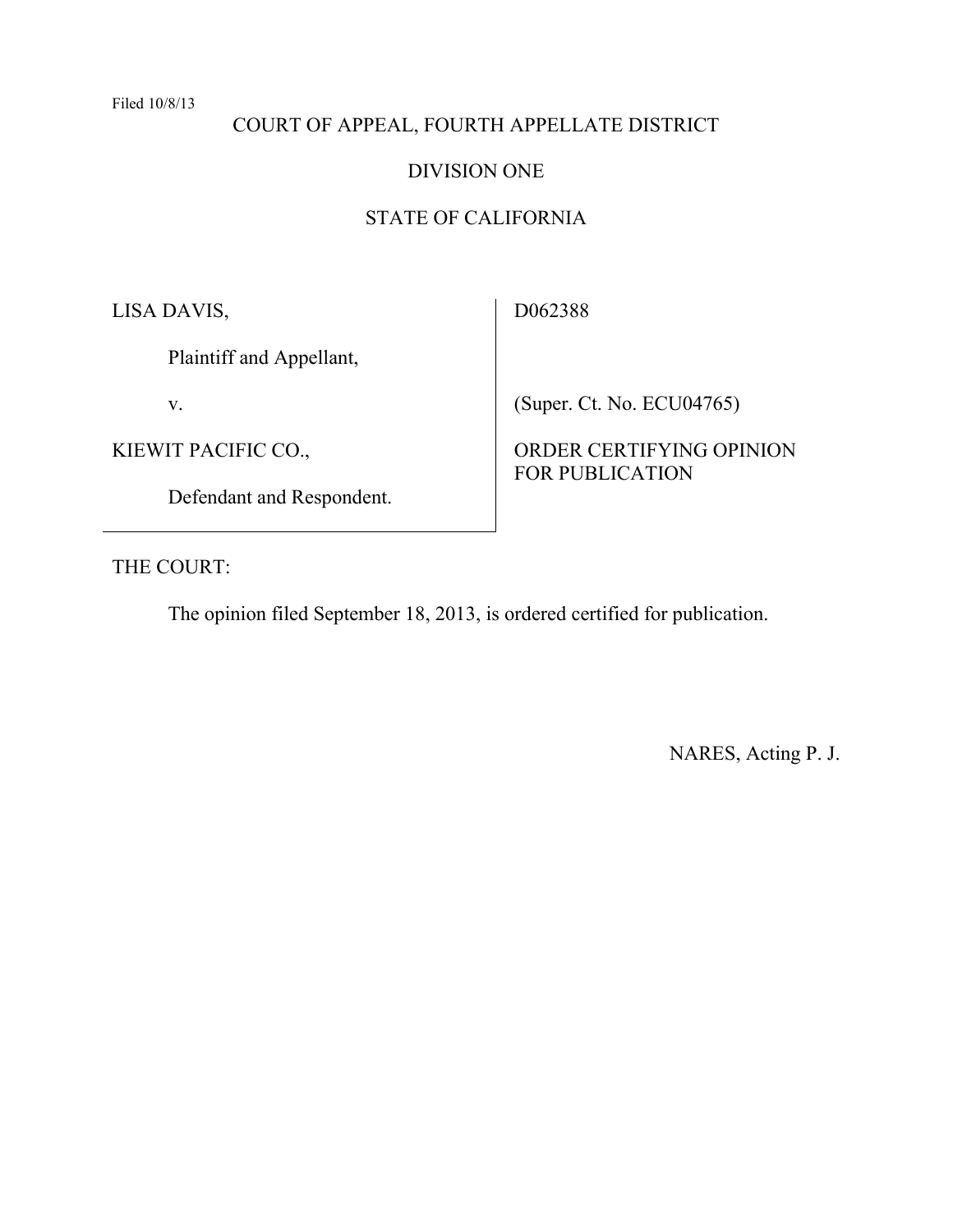Filed 10/8/13

COURT OF APPEAL, FOURTH APPELLATE DISTRICT

DIVISION ONE

STATE OF CALIFORNIA

| | |
|---|---|
| LISA DAVIS,<br><br>Plaintiff and Appellant,<br><br>v.<br><br>KIEWIT PACIFIC CO.,<br><br>Defendant and Respondent. | D062388<br><br>(Super. Ct. No. ECU04765)<br><br>ORDER CERTIFYING OPINION FOR PUBLICATION |

THE COURT:

The opinion filed September 18, 2013, is ordered certified for publication.

NARES, Acting P. J.